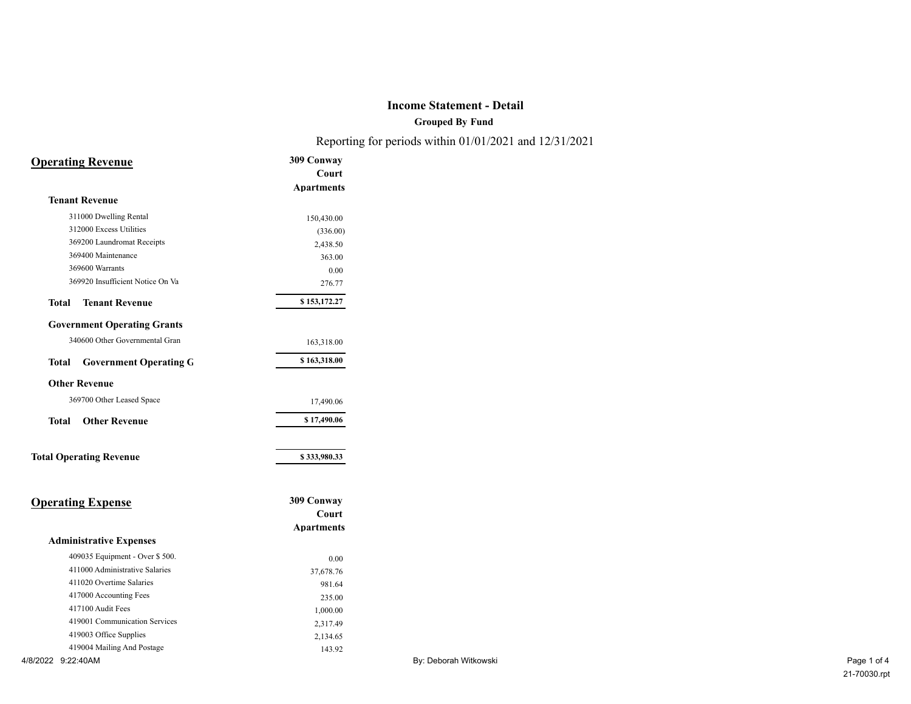# Income Statement - Detail

**Grouped By Fund**

Reporting for periods within 01/01/2021 and 12/31/2021

## Operating Revenue

| | 309 Conway Court Apartments |
|---|---|
| **Tenant Revenue** | |
| 311000 Dwelling Rental | 150,430.00 |
| 312000 Excess Utilities | (336.00) |
| 369200 Laundromat Receipts | 2,438.50 |
| 369400 Maintenance | 363.00 |
| 369600 Warrants | 0.00 |
| 369920 Insufficient Notice On Va | 276.77 |
| **Total Tenant Revenue** | **$ 153,172.27** |
| **Government Operating Grants** | |
| 340600 Other Governmental Gran | 163,318.00 |
| **Total Government Operating G** | **$ 163,318.00** |
| **Other Revenue** | |
| 369700 Other Leased Space | 17,490.06 |
| **Total Other Revenue** | **$ 17,490.06** |
| **Total Operating Revenue** | **$ 333,980.33** |

## Operating Expense

| | 309 Conway Court Apartments |
|---|---|
| **Administrative Expenses** | |
| 409035 Equipment - Over $ 500. | 0.00 |
| 411000 Administrative Salaries | 37,678.76 |
| 411020 Overtime Salaries | 981.64 |
| 417000 Accounting Fees | 235.00 |
| 417100 Audit Fees | 1,000.00 |
| 419001 Communication Services | 2,317.49 |
| 419003 Office Supplies | 2,134.65 |
| 419004 Mailing And Postage | 143.92 |

4/8/2022 9:22:40AM By: Deborah Witkowski 21-70030.rpt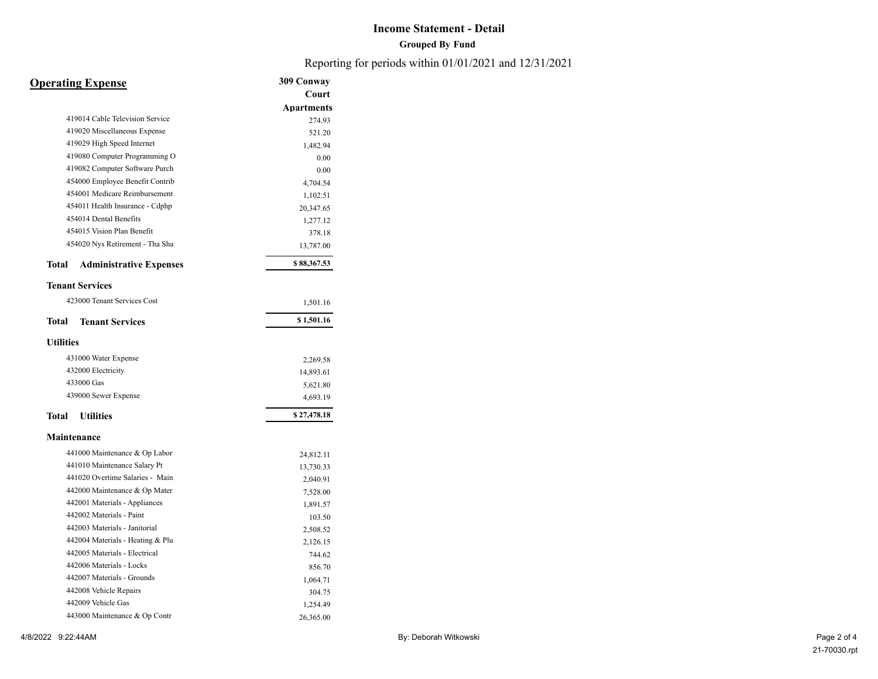# Income Statement - Detail

**Grouped By Fund**

Reporting for periods within 01/01/2021 and 12/31/2021

## Operating Expense

| | 309 Conway Court Apartments |
|---|---|
| 419014 Cable Television Service | 274.93 |
| 419020 Miscellaneous Expense | 521.20 |
| 419029 High Speed Internet | 1,482.94 |
| 419080 Computer Programming O | 0.00 |
| 419082 Computer Software Purch | 0.00 |
| 454000 Employee Benefit Contrib | 4,704.54 |
| 454001 Medicare Reimbursement | 1,102.51 |
| 454011 Health Insurance - Cdphp | 20,347.65 |
| 454014 Dental Benefits | 1,277.12 |
| 454015 Vision Plan Benefit | 378.18 |
| 454020 Nys Retirement - Tha Sha | 13,787.00 |
| **Total Administrative Expenses** | **$ 88,367.53** |
| **Tenant Services** | |
| 423000 Tenant Services Cost | 1,501.16 |
| **Total Tenant Services** | **$ 1,501.16** |
| **Utilities** | |
| 431000 Water Expense | 2,269.58 |
| 432000 Electricity | 14,893.61 |
| 433000 Gas | 5,621.80 |
| 439000 Sewer Expense | 4,693.19 |
| **Total Utilities** | **$ 27,478.18** |
| **Maintenance** | |
| 441000 Maintenance & Op Labor | 24,812.11 |
| 441010 Maintenance Salary Pt | 13,730.33 |
| 441020 Overtime Salaries - Main | 2,040.91 |
| 442000 Maintenance & Op Mater | 7,528.00 |
| 442001 Materials - Appliances | 1,891.57 |
| 442002 Materials - Paint | 103.50 |
| 442003 Materials - Janitorial | 2,508.52 |
| 442004 Materials - Heating & Plu | 2,126.15 |
| 442005 Materials - Electrical | 744.62 |
| 442006 Materials - Locks | 856.70 |
| 442007 Materials - Grounds | 1,064.71 |
| 442008 Vehicle Repairs | 304.75 |
| 442009 Vehicle Gas | 1,254.49 |
| 443000 Maintenance & Op Contr | 26,365.00 |

4/8/2022 9:22:44AM By: Deborah Witkowski 21-70030.rpt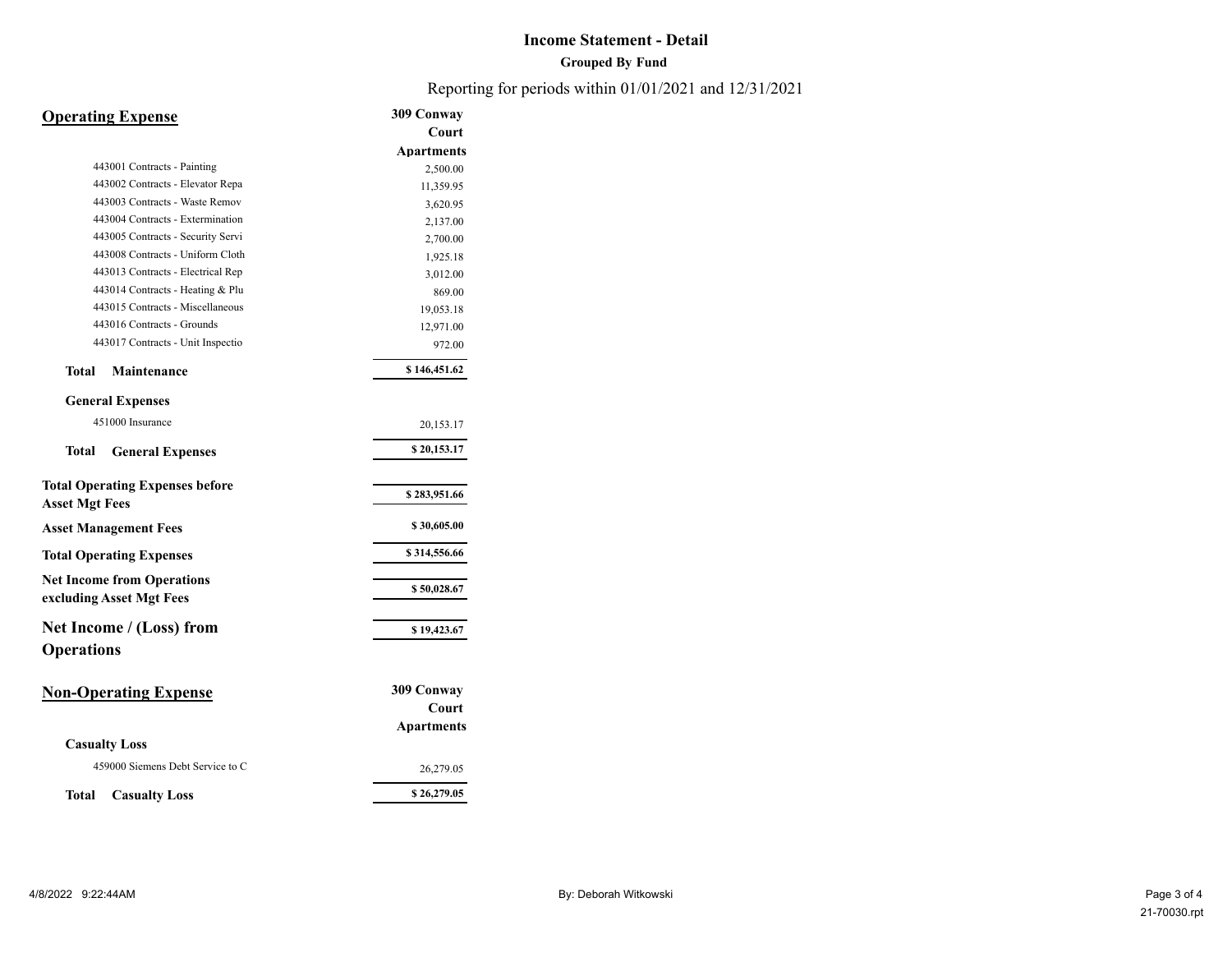# Income Statement - Detail

**Grouped By Fund**

Reporting for periods within 01/01/2021 and 12/31/2021

## Operating Expense

| | 309 Conway Court Apartments |
|---|---|
| 443001 Contracts - Painting | 2,500.00 |
| 443002 Contracts - Elevator Repa | 11,359.95 |
| 443003 Contracts - Waste Remov | 3,620.95 |
| 443004 Contracts - Extermination | 2,137.00 |
| 443005 Contracts - Security Servi | 2,700.00 |
| 443008 Contracts - Uniform Cloth | 1,925.18 |
| 443013 Contracts - Electrical Rep | 3,012.00 |
| 443014 Contracts - Heating & Plu | 869.00 |
| 443015 Contracts - Miscellaneous | 19,053.18 |
| 443016 Contracts - Grounds | 12,971.00 |
| 443017 Contracts - Unit Inspectio | 972.00 |
| **Total Maintenance** | **$ 146,451.62** |
| **General Expenses** | |
| 451000 Insurance | 20,153.17 |
| **Total General Expenses** | **$ 20,153.17** |
| **Total Operating Expenses before Asset Mgt Fees** | **$ 283,951.66** |
| **Asset Management Fees** | **$ 30,605.00** |
| **Total Operating Expenses** | **$ 314,556.66** |
| **Net Income from Operations excluding Asset Mgt Fees** | **$ 50,028.67** |
| **Net Income / (Loss) from Operations** | **$ 19,423.67** |

## Non-Operating Expense

| | 309 Conway Court Apartments |
|---|---|
| **Casualty Loss** | |
| 459000 Siemens Debt Service to C | 26,279.05 |
| **Total Casualty Loss** | **$ 26,279.05** |

4/8/2022 9:22:44AM By: Deborah Witkowski 21-70030.rpt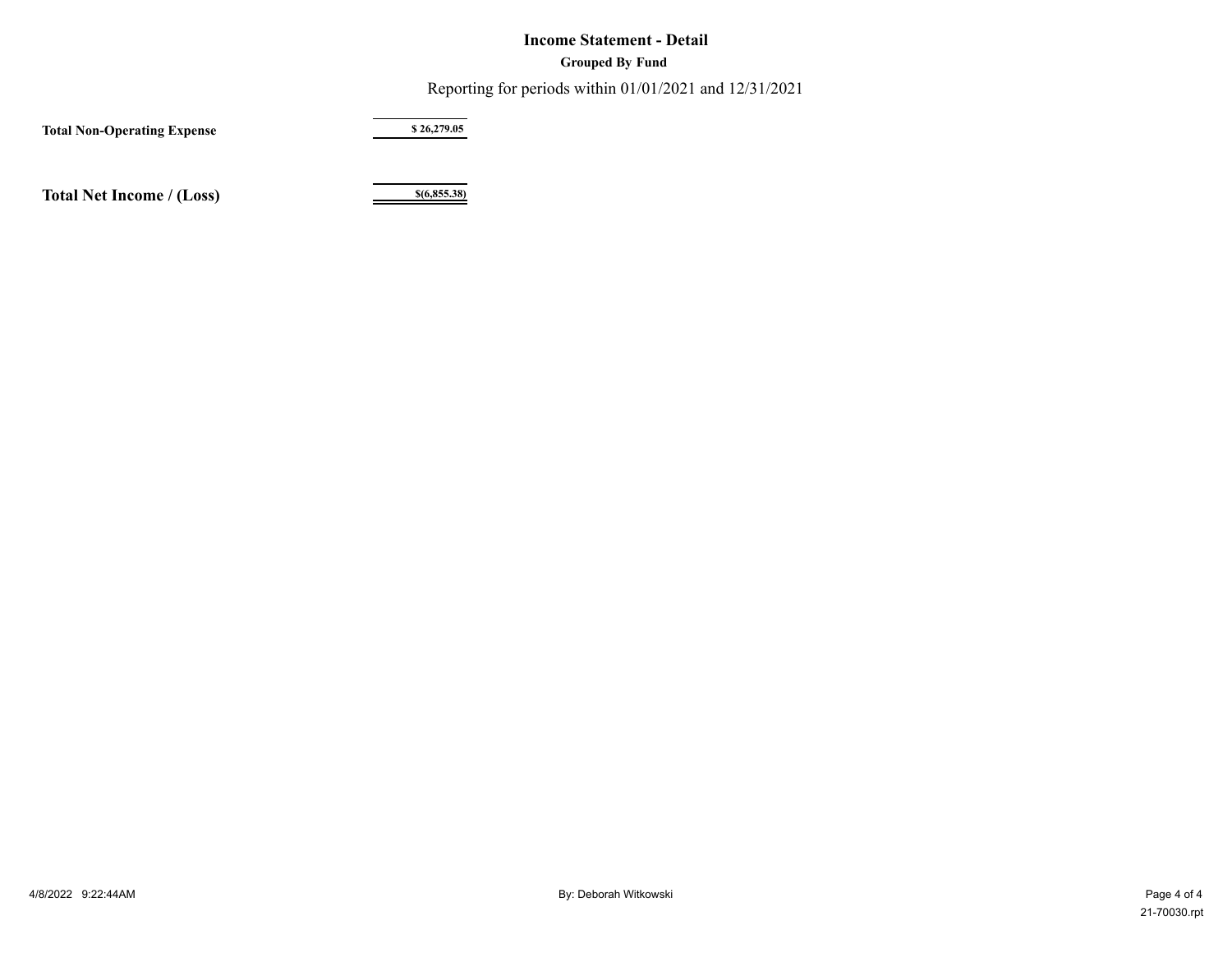# Income Statement - Detail

**Grouped By Fund**

Reporting for periods within 01/01/2021 and 12/31/2021

| | |
|---|---|
| **Total Non-Operating Expense** | **$ 26,279.05** |
| **Total Net Income / (Loss)** | **$(6,855.38)** |

4/8/2022 9:22:44AM

By: Deborah Witkowski

21-70030.rpt